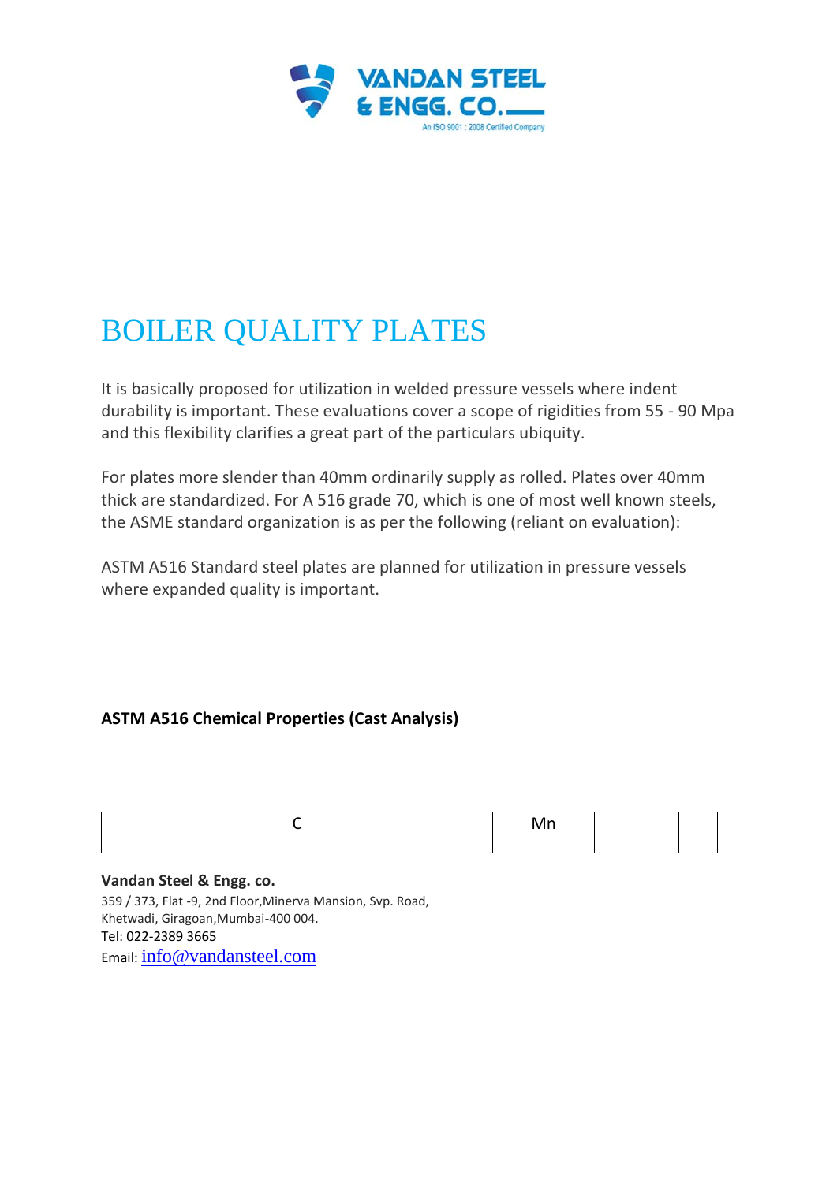# BOILER QUALITY PLATES

It is basically proposed for utilization in welded pressure vessels where indent durability is important. These evaluations cover a scope of rigidities from 55 - 90 Mpa and this flexibility clarifies a great part of the particulars ubiquity.

For plates more slender than 40mm ordinarily supply as rolled. Plates over 40mm thick are standardized. For A 516 grade 70, which is one of most well known steels, the ASME standard organization is as per the following (reliant on evaluation):

ASTM A516 Standard steel plates are planned for utilization in pressure vessels where expanded quality is important.

**ASTM A516 Chemical Properties (Cast Analysis)**

| C | Mn | | | |
|---|---|---|---|---|

**Vandan Steel & Engg. co.**
359 / 373, Flat -9, 2nd Floor,Minerva Mansion, Svp. Road,
Khetwadi, Giragoan,Mumbai-400 004.
Tel: 022-2389 3665
Email: info@vandansteel.com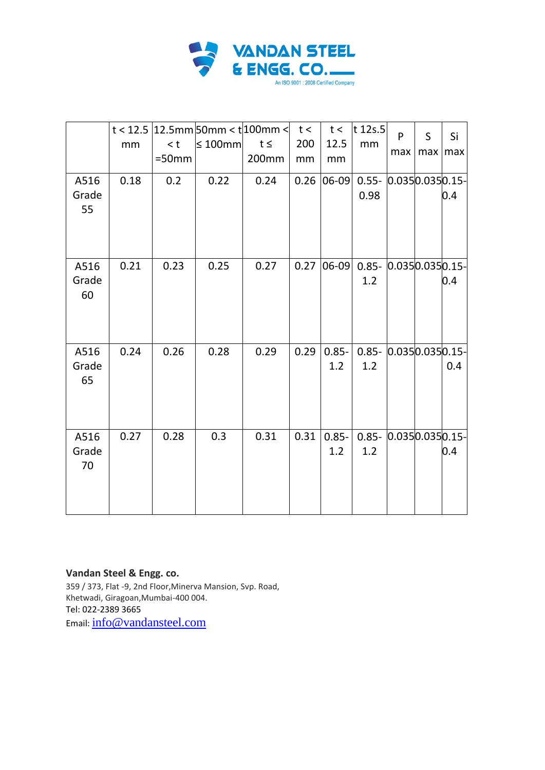# VANDAN STEEL & ENGG. CO.

An ISO 9001 : 2008 Certified Company

| | t < 12.5 mm | 12.5mm < t =50mm | 50mm < t ≤ 100mm | 100mm < t ≤ 200mm | t < 200 mm | t < 12.5 mm | t 12s.5 mm | P max | S max | Si max |
|---|---|---|---|---|---|---|---|---|---|---|
| A516 Grade 55 | 0.18 | 0.2 | 0.22 | 0.24 | 0.26 | 06-09 | 0.55-0.98 | 0.035 | 0.035 | 0.15-0.4 |
| A516 Grade 60 | 0.21 | 0.23 | 0.25 | 0.27 | 0.27 | 06-09 | 0.85-1.2 | 0.035 | 0.035 | 0.15-0.4 |
| A516 Grade 65 | 0.24 | 0.26 | 0.28 | 0.29 | 0.29 | 0.85-1.2 | 0.85-1.2 | 0.035 | 0.035 | 0.15-0.4 |
| A516 Grade 70 | 0.27 | 0.28 | 0.3 | 0.31 | 0.31 | 0.85-1.2 | 0.85-1.2 | 0.035 | 0.035 | 0.15-0.4 |

**Vandan Steel & Engg. co.**
359 / 373, Flat -9, 2nd Floor,Minerva Mansion, Svp. Road,
Khetwadi, Giragoan,Mumbai-400 004.
Tel: 022-2389 3665
Email: info@vandansteel.com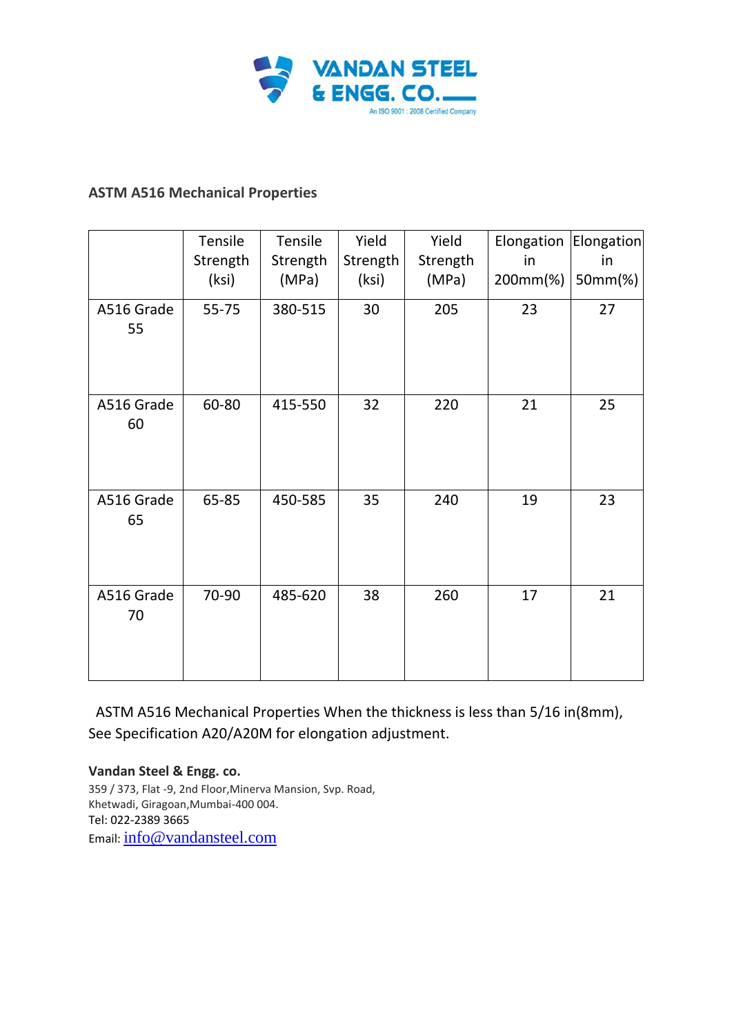**ASTM A516 Mechanical Properties**

| | Tensile Strength (ksi) | Tensile Strength (MPa) | Yield Strength (ksi) | Yield Strength (MPa) | Elongation in 200mm(%) | Elongation in 50mm(%) |
|---|---|---|---|---|---|---|
| A516 Grade 55 | 55-75 | 380-515 | 30 | 205 | 23 | 27 |
| A516 Grade 60 | 60-80 | 415-550 | 32 | 220 | 21 | 25 |
| A516 Grade 65 | 65-85 | 450-585 | 35 | 240 | 19 | 23 |
| A516 Grade 70 | 70-90 | 485-620 | 38 | 260 | 17 | 21 |

ASTM A516 Mechanical Properties When the thickness is less than 5/16 in(8mm), See Specification A20/A20M for elongation adjustment.

**Vandan Steel & Engg. co.**
359 / 373, Flat -9, 2nd Floor,Minerva Mansion, Svp. Road,
Khetwadi, Giragoan,Mumbai-400 004.
Tel: 022-2389 3665
Email: info@vandansteel.com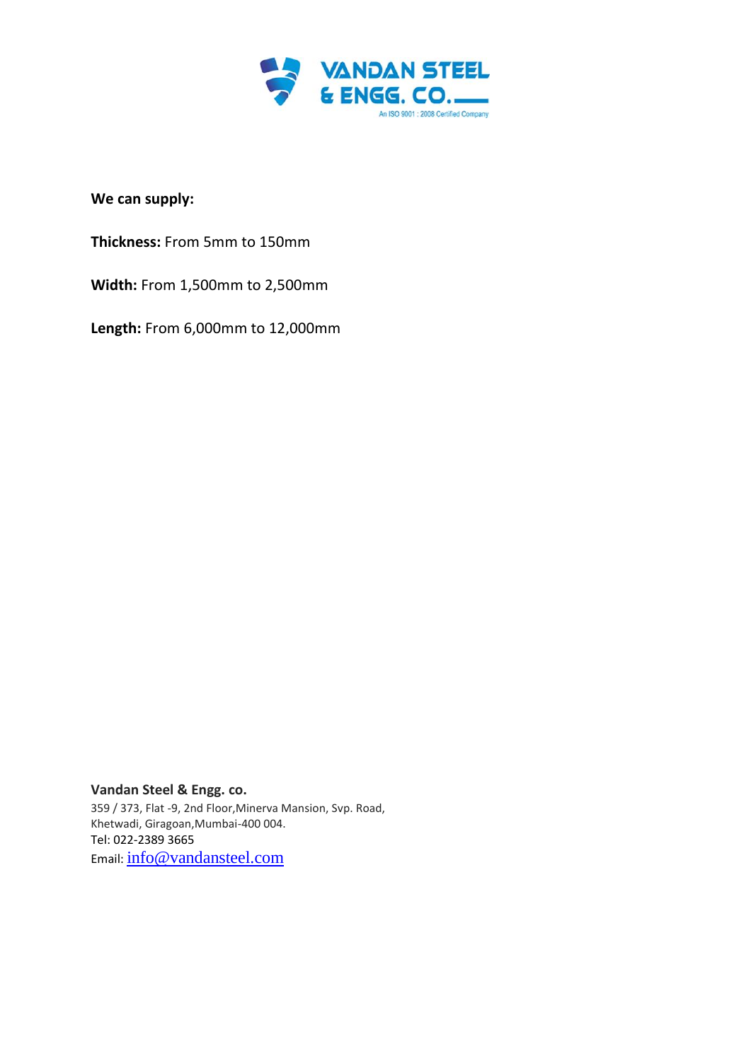**VANDAN STEEL & ENGG. CO.**

An ISO 9001 : 2008 Certified Company

**We can supply:**

**Thickness:** From 5mm to 150mm

**Width:** From 1,500mm to 2,500mm

**Length:** From 6,000mm to 12,000mm

**Vandan Steel & Engg. co.**
359 / 373, Flat -9, 2nd Floor,Minerva Mansion, Svp. Road,
Khetwadi, Giragoan,Mumbai-400 004.
Tel: 022-2389 3665
Email: info@vandansteel.com